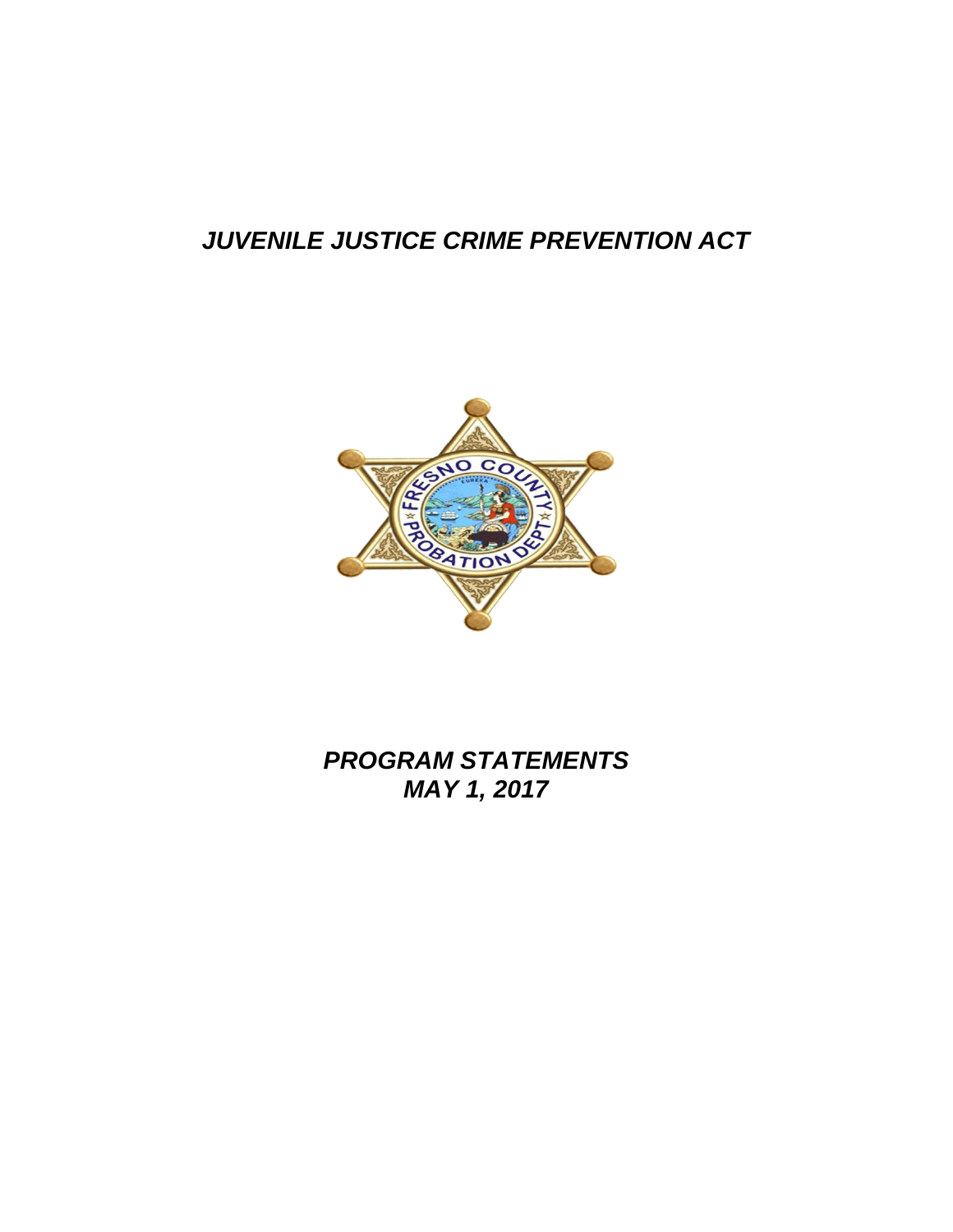# *JUVENILE JUSTICE CRIME PREVENTION ACT*

## *PROGRAM STATEMENTS*
## *MAY 1, 2017*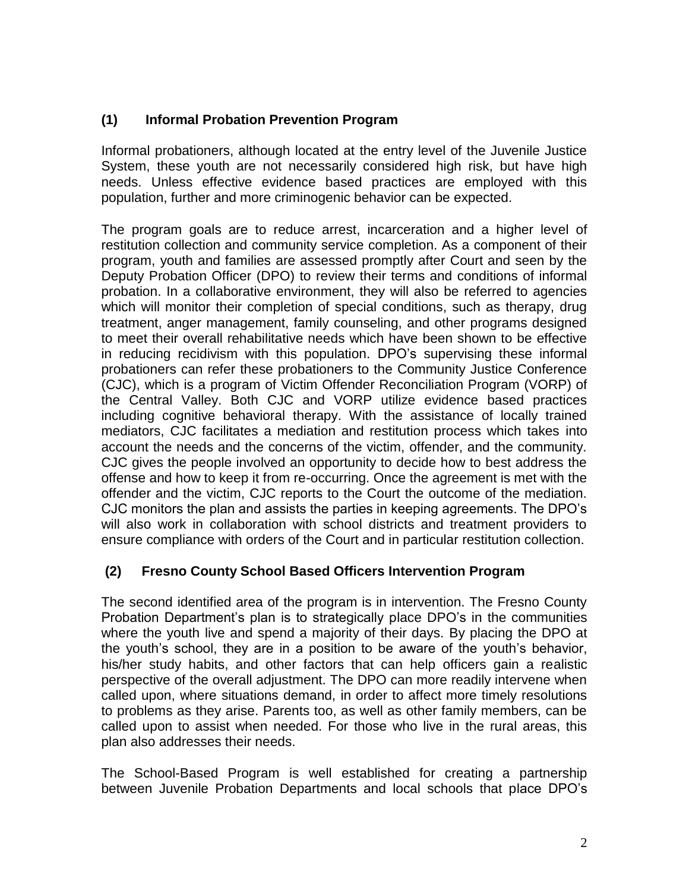### (1) Informal Probation Prevention Program

Informal probationers, although located at the entry level of the Juvenile Justice System, these youth are not necessarily considered high risk, but have high needs. Unless effective evidence based practices are employed with this population, further and more criminogenic behavior can be expected.

The program goals are to reduce arrest, incarceration and a higher level of restitution collection and community service completion. As a component of their program, youth and families are assessed promptly after Court and seen by the Deputy Probation Officer (DPO) to review their terms and conditions of informal probation. In a collaborative environment, they will also be referred to agencies which will monitor their completion of special conditions, such as therapy, drug treatment, anger management, family counseling, and other programs designed to meet their overall rehabilitative needs which have been shown to be effective in reducing recidivism with this population. DPO's supervising these informal probationers can refer these probationers to the Community Justice Conference (CJC), which is a program of Victim Offender Reconciliation Program (VORP) of the Central Valley. Both CJC and VORP utilize evidence based practices including cognitive behavioral therapy. With the assistance of locally trained mediators, CJC facilitates a mediation and restitution process which takes into account the needs and the concerns of the victim, offender, and the community. CJC gives the people involved an opportunity to decide how to best address the offense and how to keep it from re-occurring. Once the agreement is met with the offender and the victim, CJC reports to the Court the outcome of the mediation. CJC monitors the plan and assists the parties in keeping agreements. The DPO's will also work in collaboration with school districts and treatment providers to ensure compliance with orders of the Court and in particular restitution collection.

### (2) Fresno County School Based Officers Intervention Program

The second identified area of the program is in intervention. The Fresno County Probation Department's plan is to strategically place DPO's in the communities where the youth live and spend a majority of their days. By placing the DPO at the youth's school, they are in a position to be aware of the youth's behavior, his/her study habits, and other factors that can help officers gain a realistic perspective of the overall adjustment. The DPO can more readily intervene when called upon, where situations demand, in order to affect more timely resolutions to problems as they arise. Parents too, as well as other family members, can be called upon to assist when needed. For those who live in the rural areas, this plan also addresses their needs.

The School-Based Program is well established for creating a partnership between Juvenile Probation Departments and local schools that place DPO's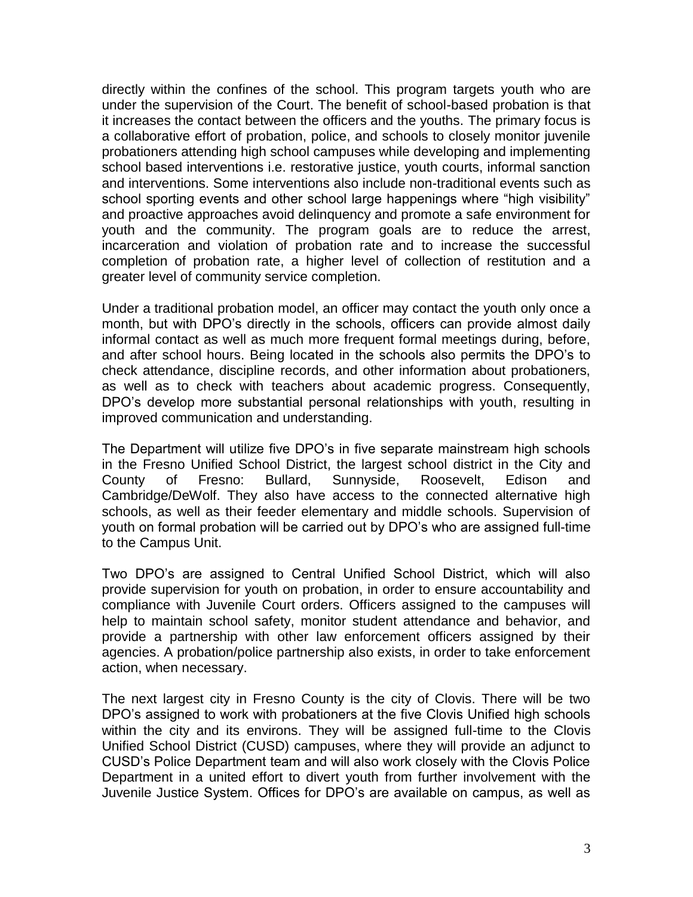directly within the confines of the school. This program targets youth who are under the supervision of the Court. The benefit of school-based probation is that it increases the contact between the officers and the youths. The primary focus is a collaborative effort of probation, police, and schools to closely monitor juvenile probationers attending high school campuses while developing and implementing school based interventions i.e. restorative justice, youth courts, informal sanction and interventions. Some interventions also include non-traditional events such as school sporting events and other school large happenings where "high visibility" and proactive approaches avoid delinquency and promote a safe environment for youth and the community. The program goals are to reduce the arrest, incarceration and violation of probation rate and to increase the successful completion of probation rate, a higher level of collection of restitution and a greater level of community service completion.

Under a traditional probation model, an officer may contact the youth only once a month, but with DPO's directly in the schools, officers can provide almost daily informal contact as well as much more frequent formal meetings during, before, and after school hours. Being located in the schools also permits the DPO's to check attendance, discipline records, and other information about probationers, as well as to check with teachers about academic progress. Consequently, DPO's develop more substantial personal relationships with youth, resulting in improved communication and understanding.

The Department will utilize five DPO's in five separate mainstream high schools in the Fresno Unified School District, the largest school district in the City and County of Fresno: Bullard, Sunnyside, Roosevelt, Edison and Cambridge/DeWolf. They also have access to the connected alternative high schools, as well as their feeder elementary and middle schools. Supervision of youth on formal probation will be carried out by DPO's who are assigned full-time to the Campus Unit.

Two DPO's are assigned to Central Unified School District, which will also provide supervision for youth on probation, in order to ensure accountability and compliance with Juvenile Court orders. Officers assigned to the campuses will help to maintain school safety, monitor student attendance and behavior, and provide a partnership with other law enforcement officers assigned by their agencies. A probation/police partnership also exists, in order to take enforcement action, when necessary.

The next largest city in Fresno County is the city of Clovis. There will be two DPO's assigned to work with probationers at the five Clovis Unified high schools within the city and its environs. They will be assigned full-time to the Clovis Unified School District (CUSD) campuses, where they will provide an adjunct to CUSD's Police Department team and will also work closely with the Clovis Police Department in a united effort to divert youth from further involvement with the Juvenile Justice System. Offices for DPO's are available on campus, as well as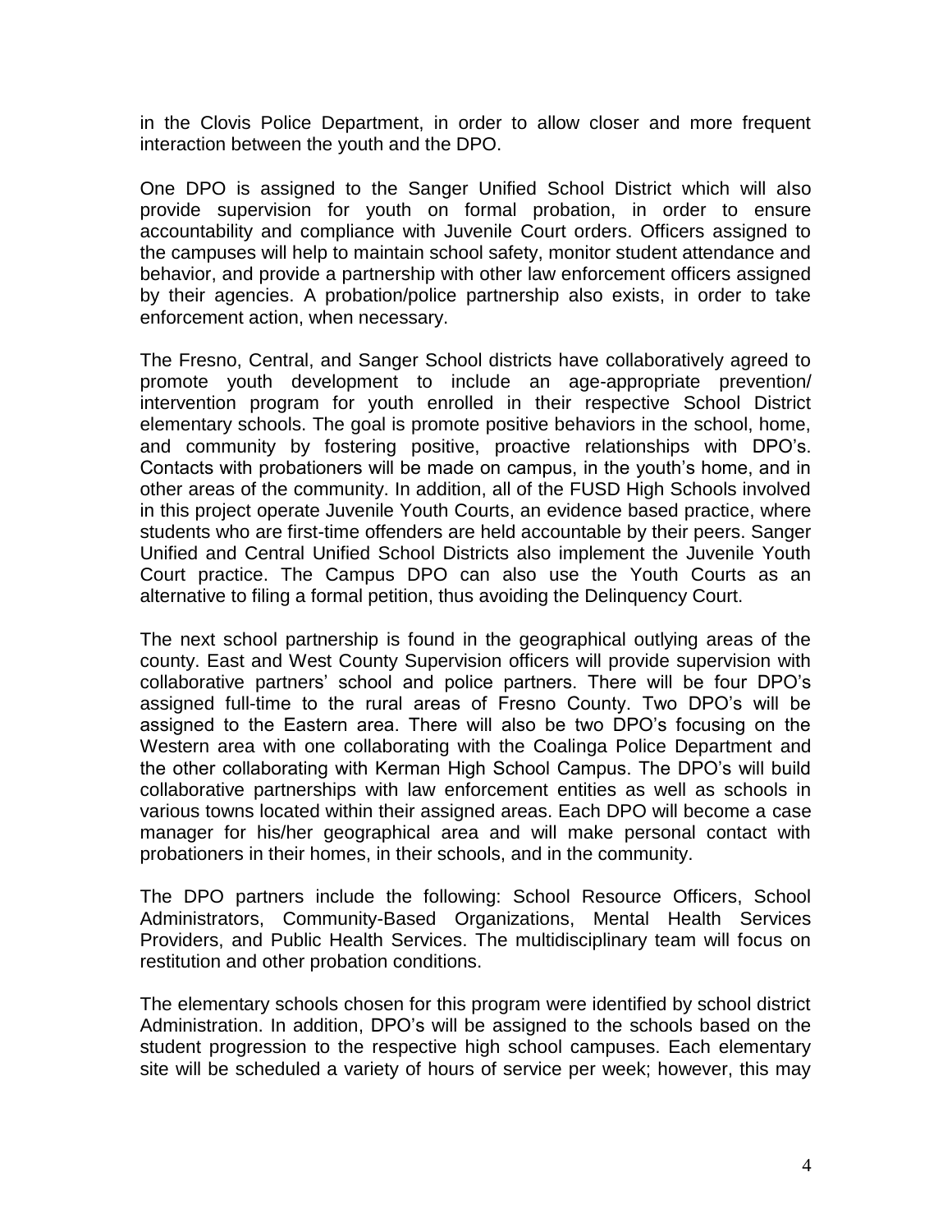in the Clovis Police Department, in order to allow closer and more frequent interaction between the youth and the DPO.

One DPO is assigned to the Sanger Unified School District which will also provide supervision for youth on formal probation, in order to ensure accountability and compliance with Juvenile Court orders. Officers assigned to the campuses will help to maintain school safety, monitor student attendance and behavior, and provide a partnership with other law enforcement officers assigned by their agencies. A probation/police partnership also exists, in order to take enforcement action, when necessary.

The Fresno, Central, and Sanger School districts have collaboratively agreed to promote youth development to include an age-appropriate prevention/ intervention program for youth enrolled in their respective School District elementary schools. The goal is promote positive behaviors in the school, home, and community by fostering positive, proactive relationships with DPO's. Contacts with probationers will be made on campus, in the youth's home, and in other areas of the community. In addition, all of the FUSD High Schools involved in this project operate Juvenile Youth Courts, an evidence based practice, where students who are first-time offenders are held accountable by their peers. Sanger Unified and Central Unified School Districts also implement the Juvenile Youth Court practice. The Campus DPO can also use the Youth Courts as an alternative to filing a formal petition, thus avoiding the Delinquency Court.

The next school partnership is found in the geographical outlying areas of the county. East and West County Supervision officers will provide supervision with collaborative partners' school and police partners. There will be four DPO's assigned full-time to the rural areas of Fresno County. Two DPO's will be assigned to the Eastern area. There will also be two DPO's focusing on the Western area with one collaborating with the Coalinga Police Department and the other collaborating with Kerman High School Campus. The DPO's will build collaborative partnerships with law enforcement entities as well as schools in various towns located within their assigned areas. Each DPO will become a case manager for his/her geographical area and will make personal contact with probationers in their homes, in their schools, and in the community.

The DPO partners include the following: School Resource Officers, School Administrators, Community-Based Organizations, Mental Health Services Providers, and Public Health Services. The multidisciplinary team will focus on restitution and other probation conditions.

The elementary schools chosen for this program were identified by school district Administration. In addition, DPO's will be assigned to the schools based on the student progression to the respective high school campuses. Each elementary site will be scheduled a variety of hours of service per week; however, this may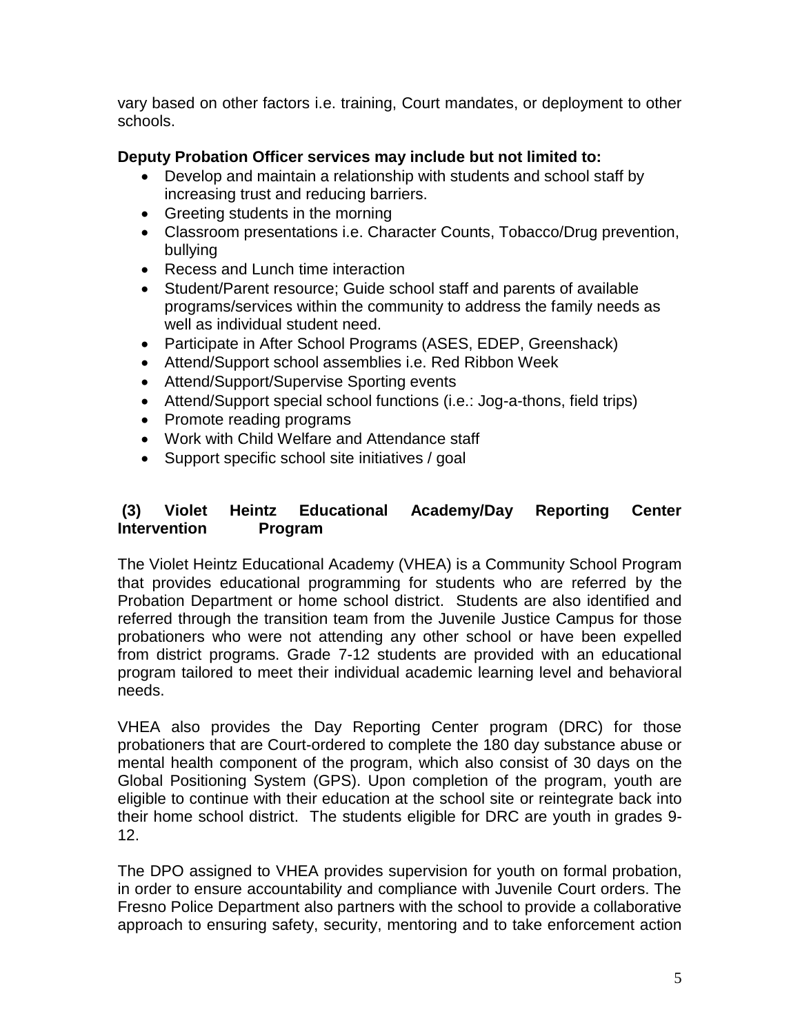vary based on other factors i.e. training, Court mandates, or deployment to other schools.

**Deputy Probation Officer services may include but not limited to:**

- Develop and maintain a relationship with students and school staff by increasing trust and reducing barriers.
- Greeting students in the morning
- Classroom presentations i.e. Character Counts, Tobacco/Drug prevention, bullying
- Recess and Lunch time interaction
- Student/Parent resource; Guide school staff and parents of available programs/services within the community to address the family needs as well as individual student need.
- Participate in After School Programs (ASES, EDEP, Greenshack)
- Attend/Support school assemblies i.e. Red Ribbon Week
- Attend/Support/Supervise Sporting events
- Attend/Support special school functions (i.e.: Jog-a-thons, field trips)
- Promote reading programs
- Work with Child Welfare and Attendance staff
- Support specific school site initiatives / goal

### (3) Violet Heintz Educational Academy/Day Reporting Center Intervention Program

The Violet Heintz Educational Academy (VHEA) is a Community School Program that provides educational programming for students who are referred by the Probation Department or home school district. Students are also identified and referred through the transition team from the Juvenile Justice Campus for those probationers who were not attending any other school or have been expelled from district programs. Grade 7-12 students are provided with an educational program tailored to meet their individual academic learning level and behavioral needs.

VHEA also provides the Day Reporting Center program (DRC) for those probationers that are Court-ordered to complete the 180 day substance abuse or mental health component of the program, which also consist of 30 days on the Global Positioning System (GPS). Upon completion of the program, youth are eligible to continue with their education at the school site or reintegrate back into their home school district. The students eligible for DRC are youth in grades 9-12.

The DPO assigned to VHEA provides supervision for youth on formal probation, in order to ensure accountability and compliance with Juvenile Court orders. The Fresno Police Department also partners with the school to provide a collaborative approach to ensuring safety, security, mentoring and to take enforcement action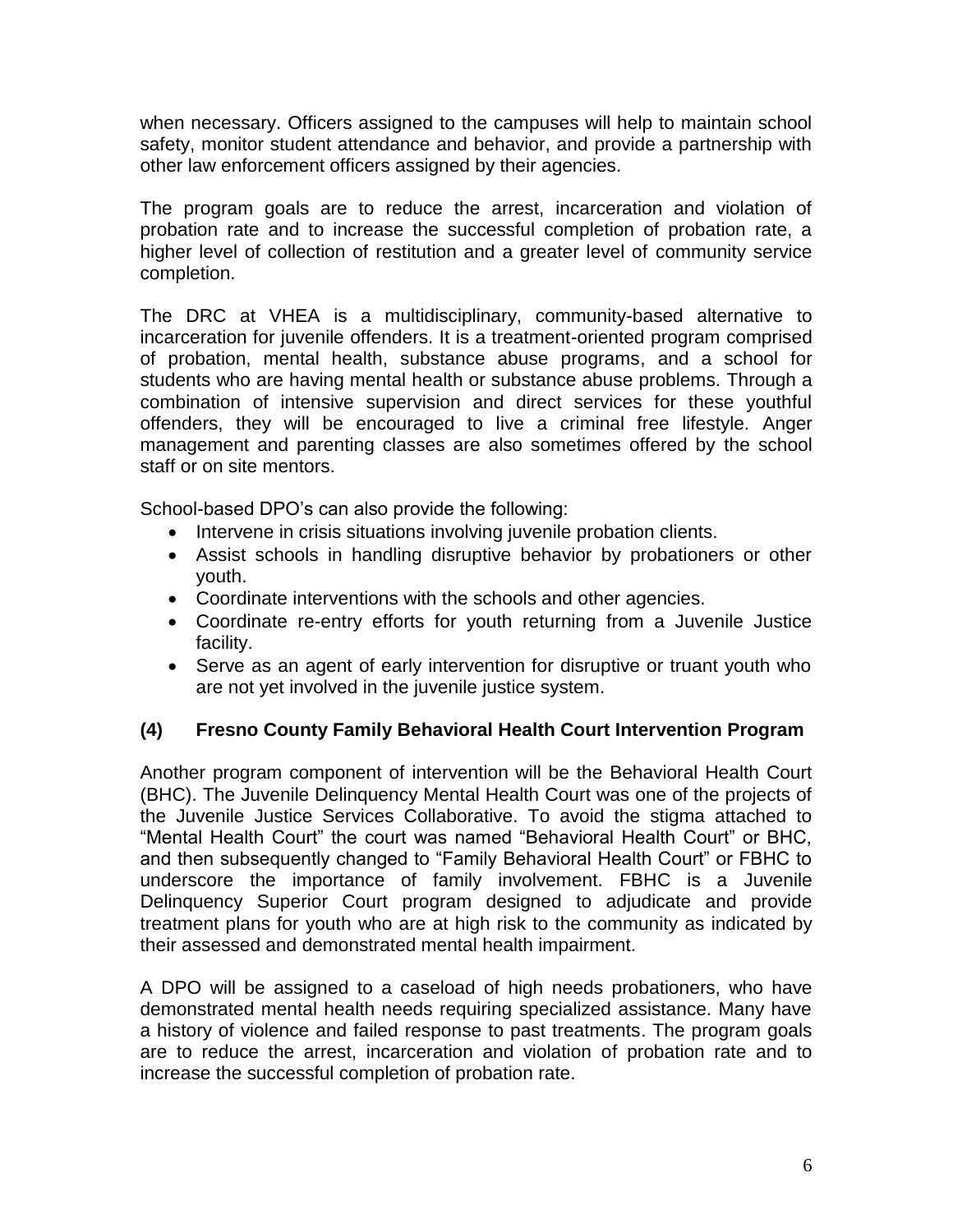when necessary. Officers assigned to the campuses will help to maintain school safety, monitor student attendance and behavior, and provide a partnership with other law enforcement officers assigned by their agencies.

The program goals are to reduce the arrest, incarceration and violation of probation rate and to increase the successful completion of probation rate, a higher level of collection of restitution and a greater level of community service completion.

The DRC at VHEA is a multidisciplinary, community-based alternative to incarceration for juvenile offenders. It is a treatment-oriented program comprised of probation, mental health, substance abuse programs, and a school for students who are having mental health or substance abuse problems. Through a combination of intensive supervision and direct services for these youthful offenders, they will be encouraged to live a criminal free lifestyle. Anger management and parenting classes are also sometimes offered by the school staff or on site mentors.

School-based DPO's can also provide the following:

- Intervene in crisis situations involving juvenile probation clients.
- Assist schools in handling disruptive behavior by probationers or other youth.
- Coordinate interventions with the schools and other agencies.
- Coordinate re-entry efforts for youth returning from a Juvenile Justice facility.
- Serve as an agent of early intervention for disruptive or truant youth who are not yet involved in the juvenile justice system.

### (4) Fresno County Family Behavioral Health Court Intervention Program

Another program component of intervention will be the Behavioral Health Court (BHC). The Juvenile Delinquency Mental Health Court was one of the projects of the Juvenile Justice Services Collaborative. To avoid the stigma attached to "Mental Health Court" the court was named "Behavioral Health Court" or BHC, and then subsequently changed to "Family Behavioral Health Court" or FBHC to underscore the importance of family involvement. FBHC is a Juvenile Delinquency Superior Court program designed to adjudicate and provide treatment plans for youth who are at high risk to the community as indicated by their assessed and demonstrated mental health impairment.

A DPO will be assigned to a caseload of high needs probationers, who have demonstrated mental health needs requiring specialized assistance. Many have a history of violence and failed response to past treatments. The program goals are to reduce the arrest, incarceration and violation of probation rate and to increase the successful completion of probation rate.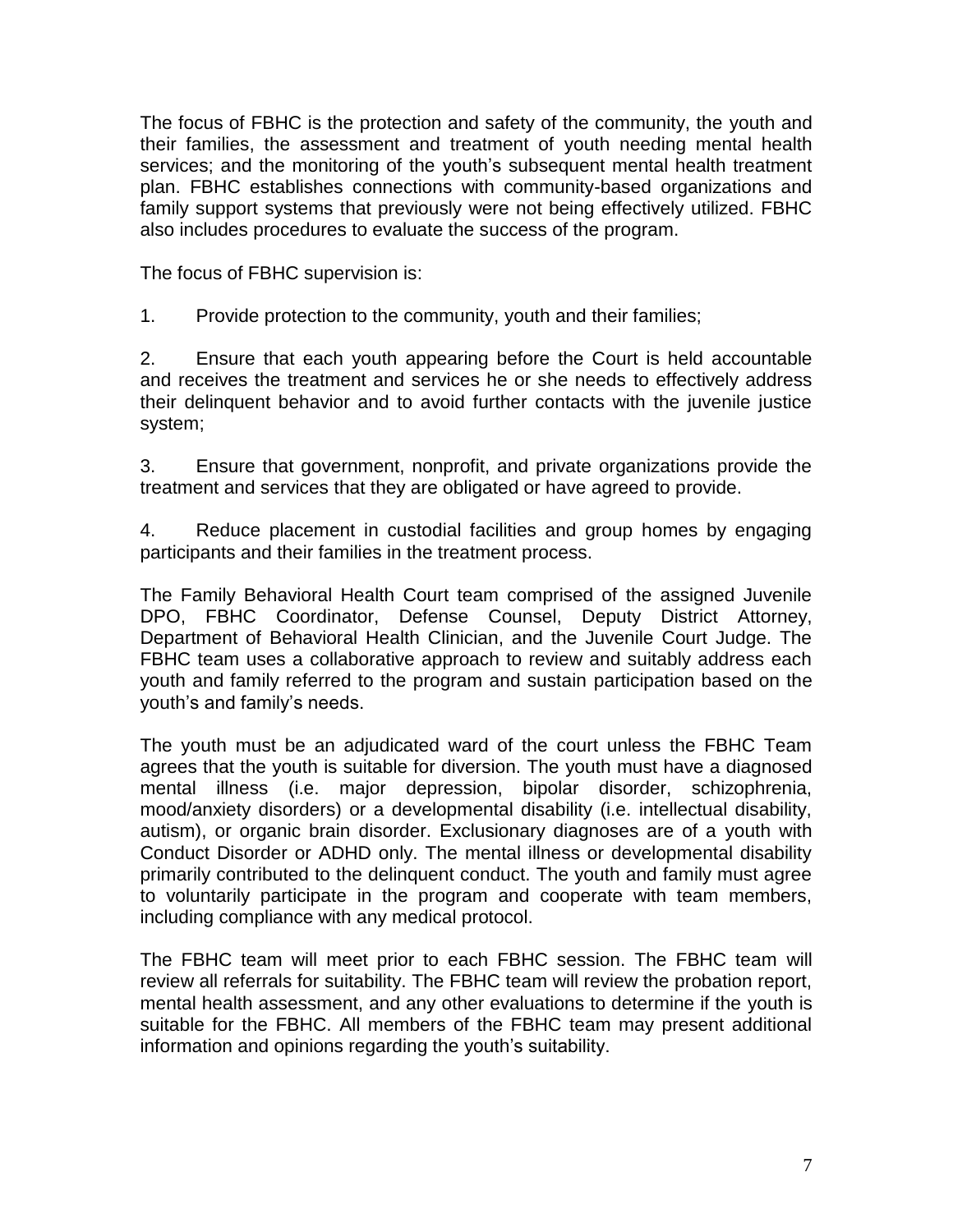The focus of FBHC is the protection and safety of the community, the youth and their families, the assessment and treatment of youth needing mental health services; and the monitoring of the youth's subsequent mental health treatment plan. FBHC establishes connections with community-based organizations and family support systems that previously were not being effectively utilized. FBHC also includes procedures to evaluate the success of the program.

The focus of FBHC supervision is:

1. Provide protection to the community, youth and their families;

2. Ensure that each youth appearing before the Court is held accountable and receives the treatment and services he or she needs to effectively address their delinquent behavior and to avoid further contacts with the juvenile justice system;

3. Ensure that government, nonprofit, and private organizations provide the treatment and services that they are obligated or have agreed to provide.

4. Reduce placement in custodial facilities and group homes by engaging participants and their families in the treatment process.

The Family Behavioral Health Court team comprised of the assigned Juvenile DPO, FBHC Coordinator, Defense Counsel, Deputy District Attorney, Department of Behavioral Health Clinician, and the Juvenile Court Judge. The FBHC team uses a collaborative approach to review and suitably address each youth and family referred to the program and sustain participation based on the youth's and family's needs.

The youth must be an adjudicated ward of the court unless the FBHC Team agrees that the youth is suitable for diversion. The youth must have a diagnosed mental illness (i.e. major depression, bipolar disorder, schizophrenia, mood/anxiety disorders) or a developmental disability (i.e. intellectual disability, autism), or organic brain disorder. Exclusionary diagnoses are of a youth with Conduct Disorder or ADHD only. The mental illness or developmental disability primarily contributed to the delinquent conduct. The youth and family must agree to voluntarily participate in the program and cooperate with team members, including compliance with any medical protocol.

The FBHC team will meet prior to each FBHC session. The FBHC team will review all referrals for suitability. The FBHC team will review the probation report, mental health assessment, and any other evaluations to determine if the youth is suitable for the FBHC. All members of the FBHC team may present additional information and opinions regarding the youth's suitability.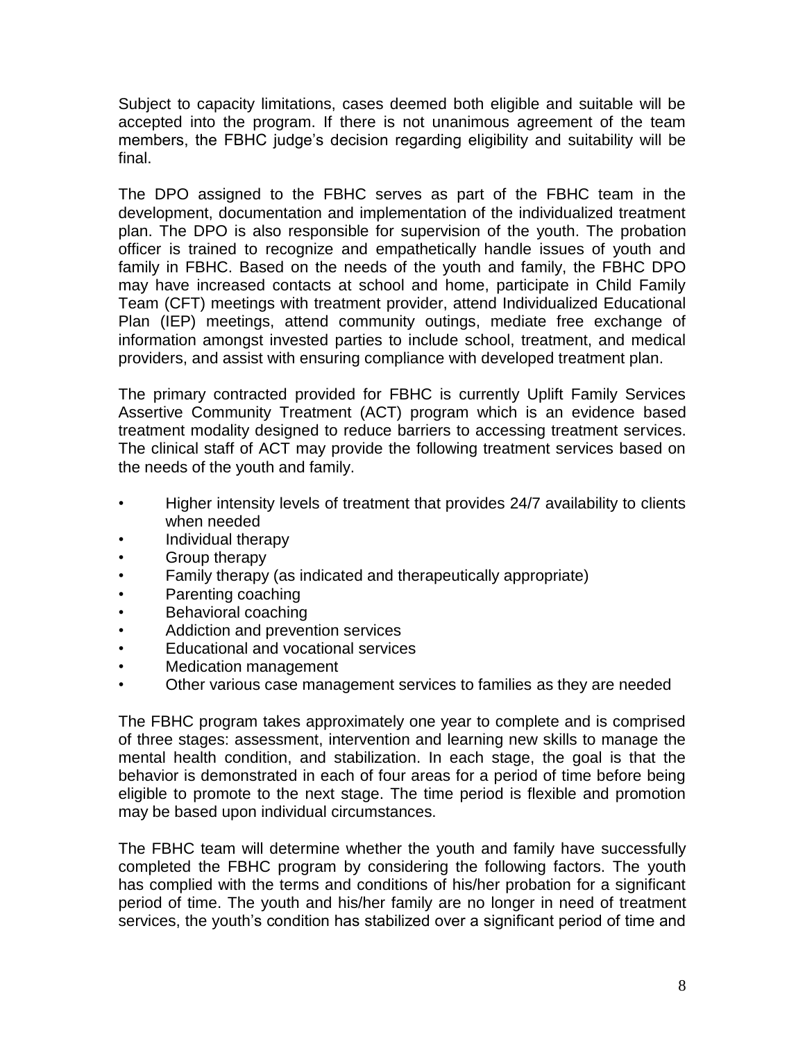Subject to capacity limitations, cases deemed both eligible and suitable will be accepted into the program. If there is not unanimous agreement of the team members, the FBHC judge's decision regarding eligibility and suitability will be final.

The DPO assigned to the FBHC serves as part of the FBHC team in the development, documentation and implementation of the individualized treatment plan. The DPO is also responsible for supervision of the youth. The probation officer is trained to recognize and empathetically handle issues of youth and family in FBHC. Based on the needs of the youth and family, the FBHC DPO may have increased contacts at school and home, participate in Child Family Team (CFT) meetings with treatment provider, attend Individualized Educational Plan (IEP) meetings, attend community outings, mediate free exchange of information amongst invested parties to include school, treatment, and medical providers, and assist with ensuring compliance with developed treatment plan.

The primary contracted provided for FBHC is currently Uplift Family Services Assertive Community Treatment (ACT) program which is an evidence based treatment modality designed to reduce barriers to accessing treatment services. The clinical staff of ACT may provide the following treatment services based on the needs of the youth and family.

- Higher intensity levels of treatment that provides 24/7 availability to clients when needed
- Individual therapy
- Group therapy
- Family therapy (as indicated and therapeutically appropriate)
- Parenting coaching
- Behavioral coaching
- Addiction and prevention services
- Educational and vocational services
- Medication management
- Other various case management services to families as they are needed

The FBHC program takes approximately one year to complete and is comprised of three stages: assessment, intervention and learning new skills to manage the mental health condition, and stabilization. In each stage, the goal is that the behavior is demonstrated in each of four areas for a period of time before being eligible to promote to the next stage. The time period is flexible and promotion may be based upon individual circumstances.

The FBHC team will determine whether the youth and family have successfully completed the FBHC program by considering the following factors. The youth has complied with the terms and conditions of his/her probation for a significant period of time. The youth and his/her family are no longer in need of treatment services, the youth's condition has stabilized over a significant period of time and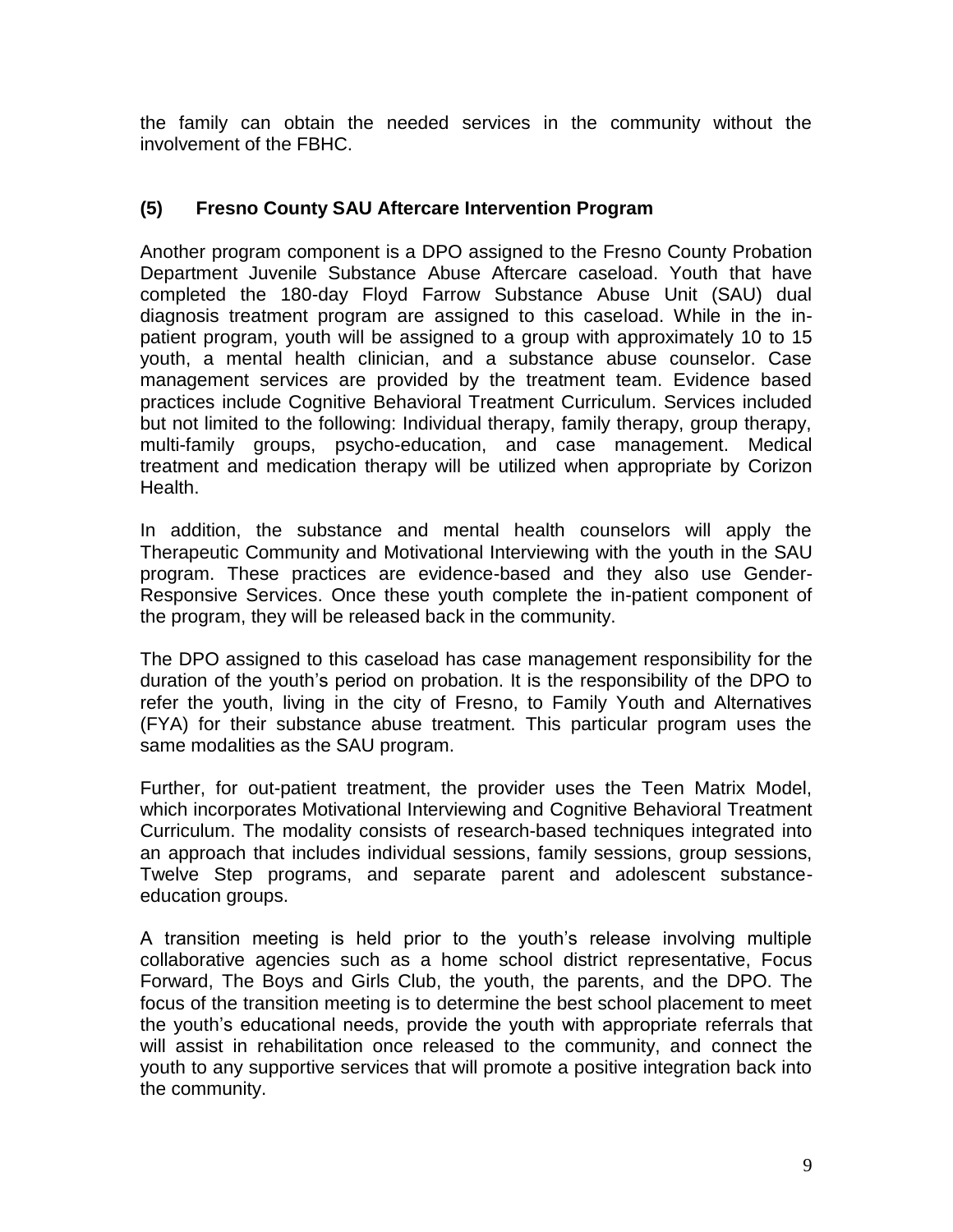the family can obtain the needed services in the community without the involvement of the FBHC.

### (5) Fresno County SAU Aftercare Intervention Program

Another program component is a DPO assigned to the Fresno County Probation Department Juvenile Substance Abuse Aftercare caseload. Youth that have completed the 180-day Floyd Farrow Substance Abuse Unit (SAU) dual diagnosis treatment program are assigned to this caseload. While in the in-patient program, youth will be assigned to a group with approximately 10 to 15 youth, a mental health clinician, and a substance abuse counselor. Case management services are provided by the treatment team. Evidence based practices include Cognitive Behavioral Treatment Curriculum. Services included but not limited to the following: Individual therapy, family therapy, group therapy, multi-family groups, psycho-education, and case management. Medical treatment and medication therapy will be utilized when appropriate by Corizon Health.

In addition, the substance and mental health counselors will apply the Therapeutic Community and Motivational Interviewing with the youth in the SAU program. These practices are evidence-based and they also use Gender-Responsive Services. Once these youth complete the in-patient component of the program, they will be released back in the community.

The DPO assigned to this caseload has case management responsibility for the duration of the youth's period on probation. It is the responsibility of the DPO to refer the youth, living in the city of Fresno, to Family Youth and Alternatives (FYA) for their substance abuse treatment. This particular program uses the same modalities as the SAU program.

Further, for out-patient treatment, the provider uses the Teen Matrix Model, which incorporates Motivational Interviewing and Cognitive Behavioral Treatment Curriculum. The modality consists of research-based techniques integrated into an approach that includes individual sessions, family sessions, group sessions, Twelve Step programs, and separate parent and adolescent substance-education groups.

A transition meeting is held prior to the youth's release involving multiple collaborative agencies such as a home school district representative, Focus Forward, The Boys and Girls Club, the youth, the parents, and the DPO. The focus of the transition meeting is to determine the best school placement to meet the youth's educational needs, provide the youth with appropriate referrals that will assist in rehabilitation once released to the community, and connect the youth to any supportive services that will promote a positive integration back into the community.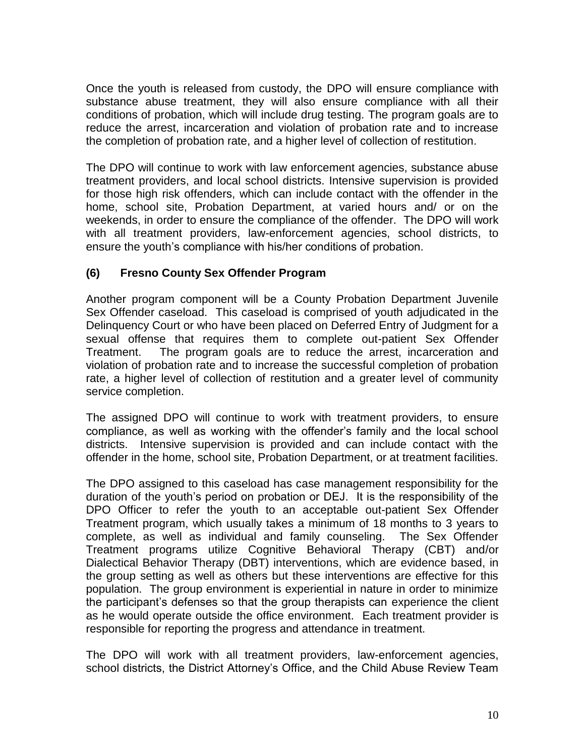Once the youth is released from custody, the DPO will ensure compliance with substance abuse treatment, they will also ensure compliance with all their conditions of probation, which will include drug testing. The program goals are to reduce the arrest, incarceration and violation of probation rate and to increase the completion of probation rate, and a higher level of collection of restitution.

The DPO will continue to work with law enforcement agencies, substance abuse treatment providers, and local school districts. Intensive supervision is provided for those high risk offenders, which can include contact with the offender in the home, school site, Probation Department, at varied hours and/ or on the weekends, in order to ensure the compliance of the offender. The DPO will work with all treatment providers, law-enforcement agencies, school districts, to ensure the youth's compliance with his/her conditions of probation.

### (6) Fresno County Sex Offender Program

Another program component will be a County Probation Department Juvenile Sex Offender caseload. This caseload is comprised of youth adjudicated in the Delinquency Court or who have been placed on Deferred Entry of Judgment for a sexual offense that requires them to complete out-patient Sex Offender Treatment. The program goals are to reduce the arrest, incarceration and violation of probation rate and to increase the successful completion of probation rate, a higher level of collection of restitution and a greater level of community service completion.

The assigned DPO will continue to work with treatment providers, to ensure compliance, as well as working with the offender's family and the local school districts. Intensive supervision is provided and can include contact with the offender in the home, school site, Probation Department, or at treatment facilities.

The DPO assigned to this caseload has case management responsibility for the duration of the youth's period on probation or DEJ. It is the responsibility of the DPO Officer to refer the youth to an acceptable out-patient Sex Offender Treatment program, which usually takes a minimum of 18 months to 3 years to complete, as well as individual and family counseling. The Sex Offender Treatment programs utilize Cognitive Behavioral Therapy (CBT) and/or Dialectical Behavior Therapy (DBT) interventions, which are evidence based, in the group setting as well as others but these interventions are effective for this population. The group environment is experiential in nature in order to minimize the participant's defenses so that the group therapists can experience the client as he would operate outside the office environment. Each treatment provider is responsible for reporting the progress and attendance in treatment.

The DPO will work with all treatment providers, law-enforcement agencies, school districts, the District Attorney's Office, and the Child Abuse Review Team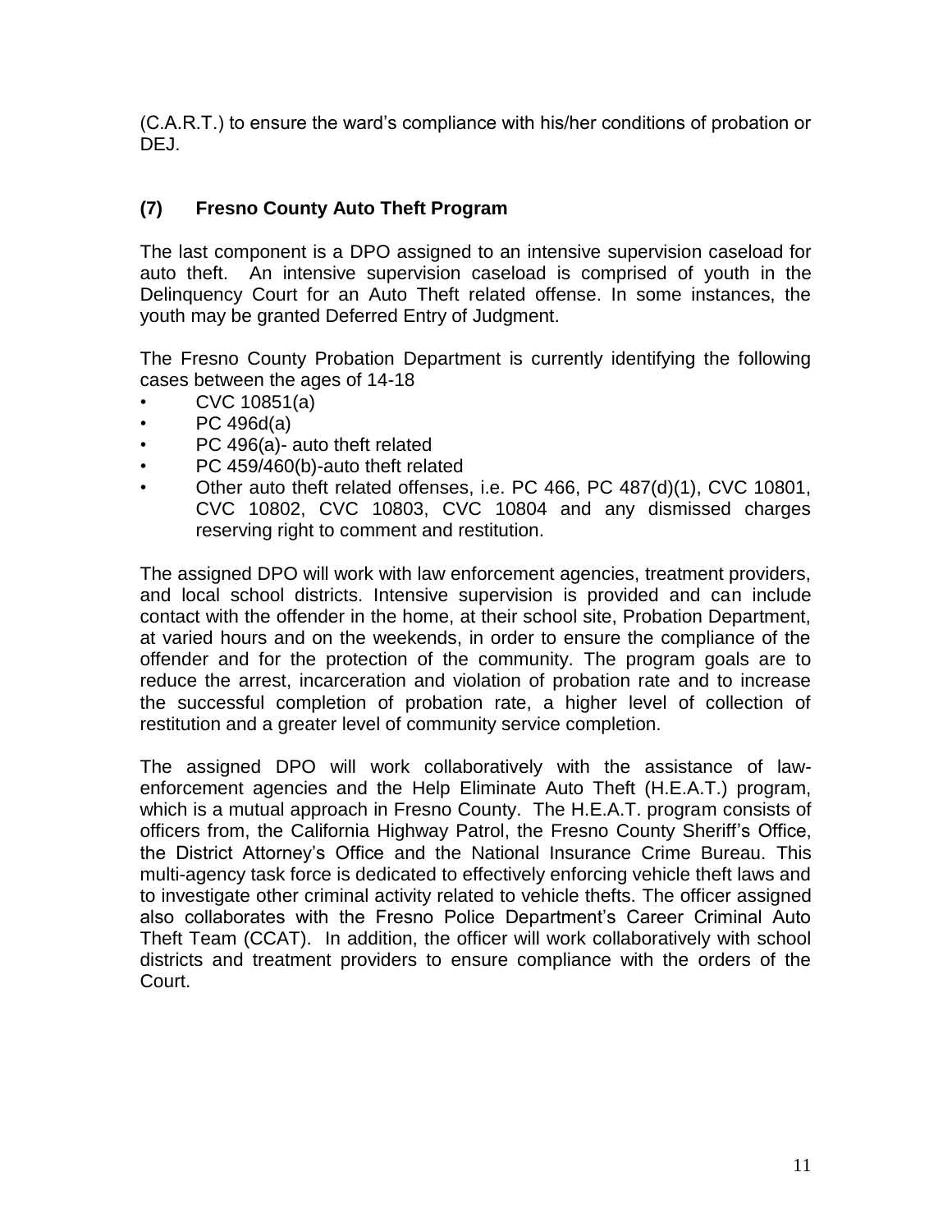(C.A.R.T.) to ensure the ward's compliance with his/her conditions of probation or DEJ.

### (7) Fresno County Auto Theft Program

The last component is a DPO assigned to an intensive supervision caseload for auto theft. An intensive supervision caseload is comprised of youth in the Delinquency Court for an Auto Theft related offense. In some instances, the youth may be granted Deferred Entry of Judgment.

The Fresno County Probation Department is currently identifying the following cases between the ages of 14-18

- CVC 10851(a)
- PC 496d(a)
- PC 496(a)- auto theft related
- PC 459/460(b)-auto theft related
- Other auto theft related offenses, i.e. PC 466, PC 487(d)(1), CVC 10801, CVC 10802, CVC 10803, CVC 10804 and any dismissed charges reserving right to comment and restitution.

The assigned DPO will work with law enforcement agencies, treatment providers, and local school districts. Intensive supervision is provided and can include contact with the offender in the home, at their school site, Probation Department, at varied hours and on the weekends, in order to ensure the compliance of the offender and for the protection of the community. The program goals are to reduce the arrest, incarceration and violation of probation rate and to increase the successful completion of probation rate, a higher level of collection of restitution and a greater level of community service completion.

The assigned DPO will work collaboratively with the assistance of law-enforcement agencies and the Help Eliminate Auto Theft (H.E.A.T.) program, which is a mutual approach in Fresno County. The H.E.A.T. program consists of officers from, the California Highway Patrol, the Fresno County Sheriff's Office, the District Attorney's Office and the National Insurance Crime Bureau. This multi-agency task force is dedicated to effectively enforcing vehicle theft laws and to investigate other criminal activity related to vehicle thefts. The officer assigned also collaborates with the Fresno Police Department's Career Criminal Auto Theft Team (CCAT). In addition, the officer will work collaboratively with school districts and treatment providers to ensure compliance with the orders of the Court.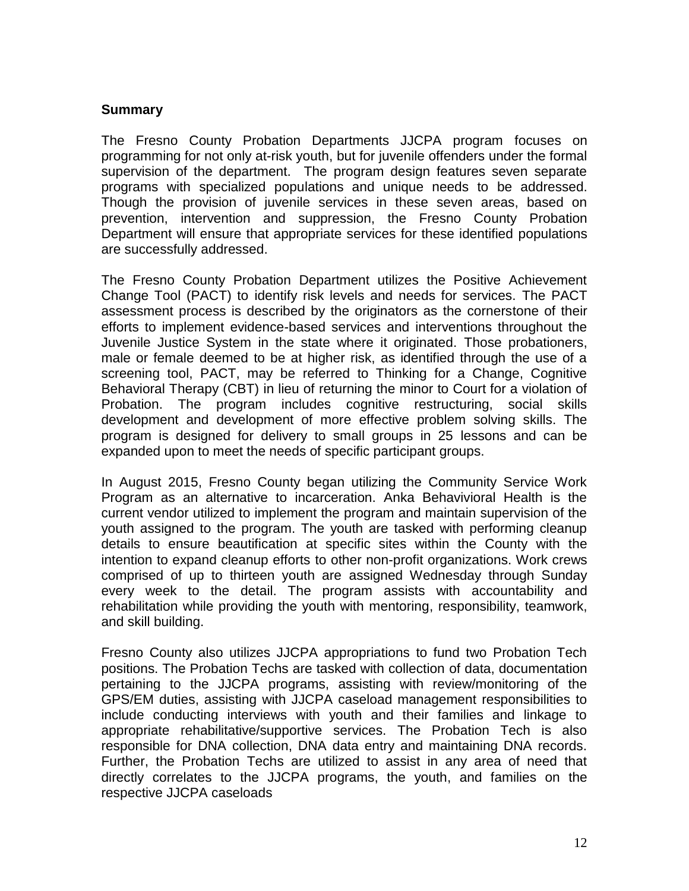**Summary**

The Fresno County Probation Departments JJCPA program focuses on programming for not only at-risk youth, but for juvenile offenders under the formal supervision of the department. The program design features seven separate programs with specialized populations and unique needs to be addressed. Though the provision of juvenile services in these seven areas, based on prevention, intervention and suppression, the Fresno County Probation Department will ensure that appropriate services for these identified populations are successfully addressed.

The Fresno County Probation Department utilizes the Positive Achievement Change Tool (PACT) to identify risk levels and needs for services. The PACT assessment process is described by the originators as the cornerstone of their efforts to implement evidence-based services and interventions throughout the Juvenile Justice System in the state where it originated. Those probationers, male or female deemed to be at higher risk, as identified through the use of a screening tool, PACT, may be referred to Thinking for a Change, Cognitive Behavioral Therapy (CBT) in lieu of returning the minor to Court for a violation of Probation. The program includes cognitive restructuring, social skills development and development of more effective problem solving skills. The program is designed for delivery to small groups in 25 lessons and can be expanded upon to meet the needs of specific participant groups.

In August 2015, Fresno County began utilizing the Community Service Work Program as an alternative to incarceration. Anka Behavivioral Health is the current vendor utilized to implement the program and maintain supervision of the youth assigned to the program. The youth are tasked with performing cleanup details to ensure beautification at specific sites within the County with the intention to expand cleanup efforts to other non-profit organizations. Work crews comprised of up to thirteen youth are assigned Wednesday through Sunday every week to the detail. The program assists with accountability and rehabilitation while providing the youth with mentoring, responsibility, teamwork, and skill building.

Fresno County also utilizes JJCPA appropriations to fund two Probation Tech positions. The Probation Techs are tasked with collection of data, documentation pertaining to the JJCPA programs, assisting with review/monitoring of the GPS/EM duties, assisting with JJCPA caseload management responsibilities to include conducting interviews with youth and their families and linkage to appropriate rehabilitative/supportive services. The Probation Tech is also responsible for DNA collection, DNA data entry and maintaining DNA records. Further, the Probation Techs are utilized to assist in any area of need that directly correlates to the JJCPA programs, the youth, and families on the respective JJCPA caseloads